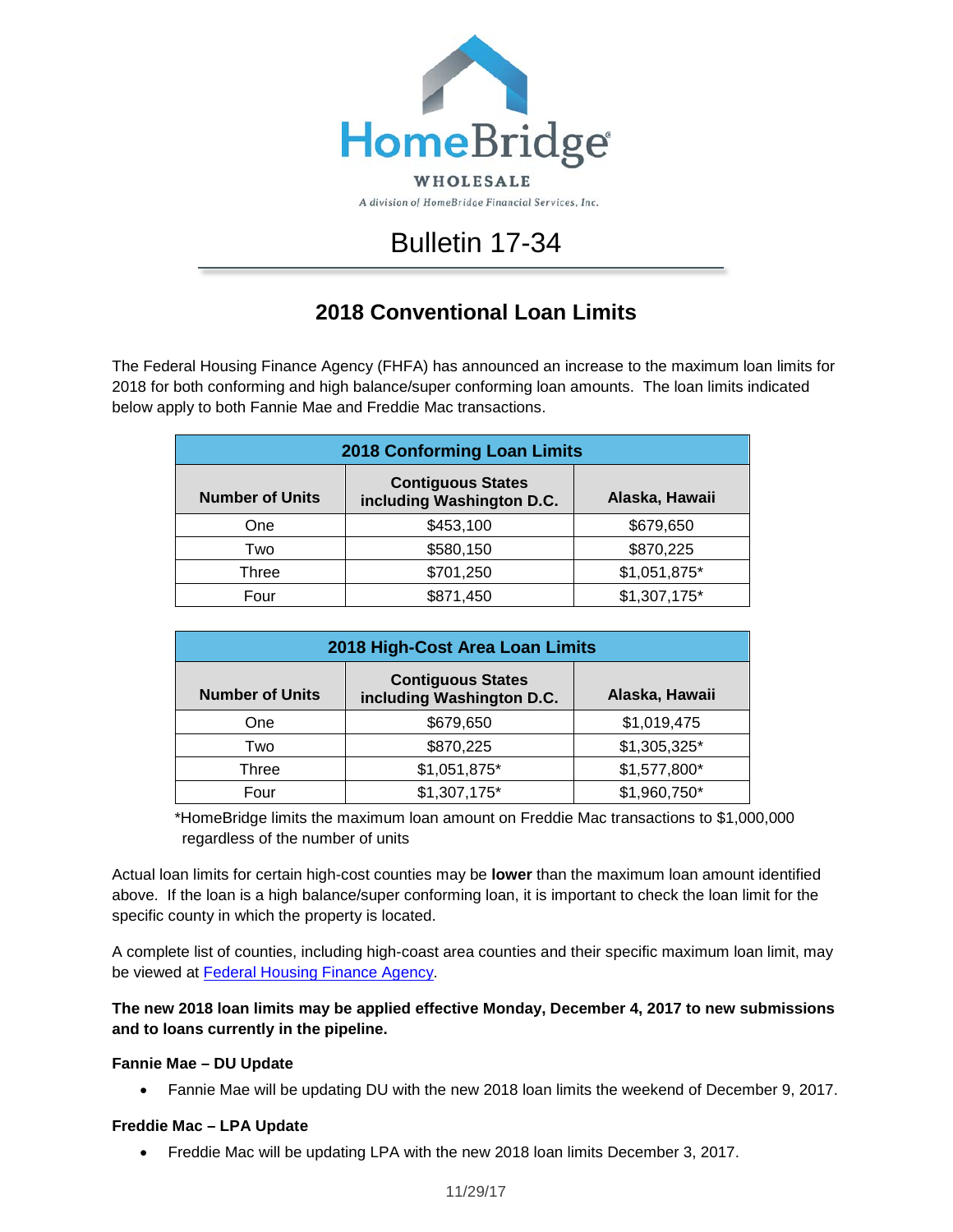HomeBridge

WHOLESALE

A division of HomeBridge Financial Services, Inc.

# Bulletin 17-34

## 2018 Conventional Loan Limits

The Federal Housing Finance Agency (FHFA) has announced an increase to the maximum loan limits for 2018 for both conforming and high balance/super conforming loan amounts. The loan limits indicated below apply to both Fannie Mae and Freddie Mac transactions.

| 2018 Conforming Loan Limits | | |
|---|---|---|
| **Number of Units** | **Contiguous States including Washington D.C.** | **Alaska, Hawaii** |
| One | $453,100 | $679,650 |
| Two | $580,150 | $870,225 |
| Three | $701,250 | $1,051,875* |
| Four | $871,450 | $1,307,175* |

| 2018 High-Cost Area Loan Limits | | |
|---|---|---|
| **Number of Units** | **Contiguous States including Washington D.C.** | **Alaska, Hawaii** |
| One | $679,650 | $1,019,475 |
| Two | $870,225 | $1,305,325* |
| Three | $1,051,875* | $1,577,800* |
| Four | $1,307,175* | $1,960,750* |

*HomeBridge limits the maximum loan amount on Freddie Mac transactions to $1,000,000 regardless of the number of units

Actual loan limits for certain high-cost counties may be **lower** than the maximum loan amount identified above. If the loan is a high balance/super conforming loan, it is important to check the loan limit for the specific county in which the property is located.

A complete list of counties, including high-coast area counties and their specific maximum loan limit, may be viewed at [Federal Housing Finance Agency](Federal Housing Finance Agency).

**The new 2018 loan limits may be applied effective Monday, December 4, 2017 to new submissions and to loans currently in the pipeline.**

**Fannie Mae – DU Update**

- Fannie Mae will be updating DU with the new 2018 loan limits the weekend of December 9, 2017.

**Freddie Mac – LPA Update**

- Freddie Mac will be updating LPA with the new 2018 loan limits December 3, 2017.

11/29/17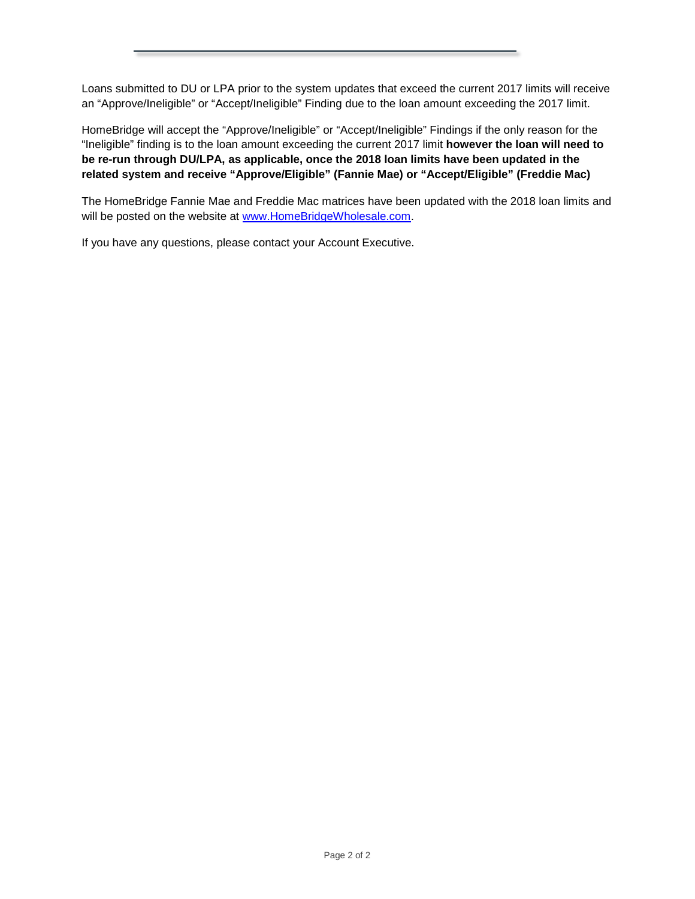Loans submitted to DU or LPA prior to the system updates that exceed the current 2017 limits will receive an “Approve/Ineligible” or “Accept/Ineligible” Finding due to the loan amount exceeding the 2017 limit.

HomeBridge will accept the “Approve/Ineligible” or “Accept/Ineligible” Findings if the only reason for the “Ineligible” finding is to the loan amount exceeding the current 2017 limit **however the loan will need to be re-run through DU/LPA, as applicable, once the 2018 loan limits have been updated in the related system and receive “Approve/Eligible” (Fannie Mae) or “Accept/Eligible” (Freddie Mac)**

The HomeBridge Fannie Mae and Freddie Mac matrices have been updated with the 2018 loan limits and will be posted on the website at [www.HomeBridgeWholesale.com](http://www.HomeBridgeWholesale.com).

If you have any questions, please contact your Account Executive.